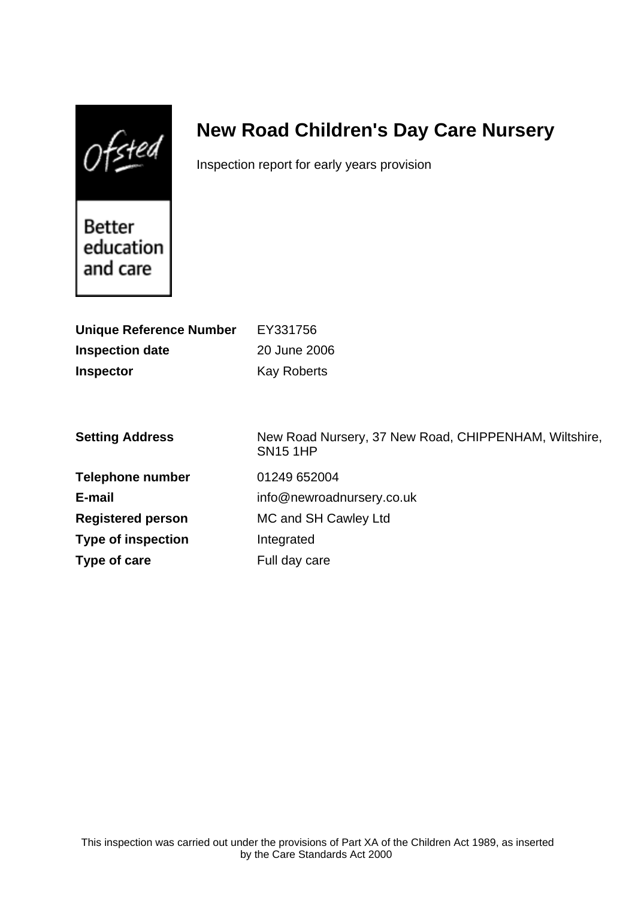Ofsted

Better education and care

# New Road Children's Day Care Nursery

Inspection report for early years provision

**Unique Reference Number** EY331756

**Inspection date** 20 June 2006

**Inspector** Kay Roberts

**Setting Address** New Road Nursery, 37 New Road, CHIPPENHAM, Wiltshire, SN15 1HP

**Telephone number** 01249 652004

**E-mail** info@newroadnursery.co.uk

**Registered person** MC and SH Cawley Ltd

**Type of inspection** Integrated

**Type of care** Full day care

This inspection was carried out under the provisions of Part XA of the Children Act 1989, as inserted by the Care Standards Act 2000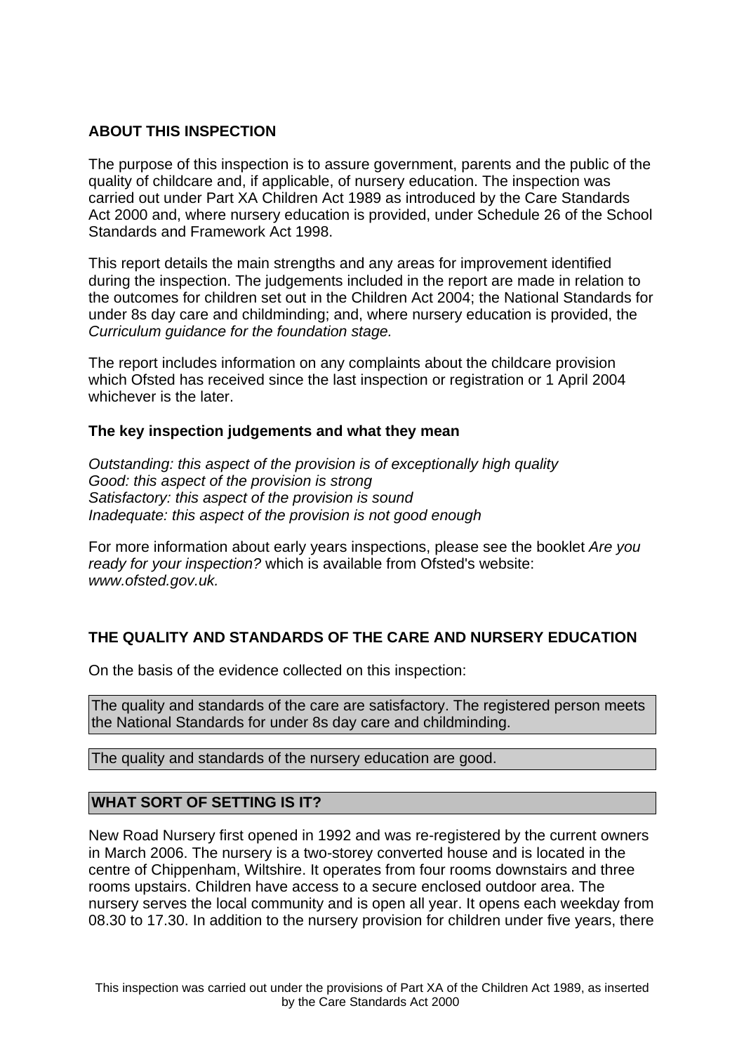## ABOUT THIS INSPECTION

The purpose of this inspection is to assure government, parents and the public of the quality of childcare and, if applicable, of nursery education. The inspection was carried out under Part XA Children Act 1989 as introduced by the Care Standards Act 2000 and, where nursery education is provided, under Schedule 26 of the School Standards and Framework Act 1998.

This report details the main strengths and any areas for improvement identified during the inspection. The judgements included in the report are made in relation to the outcomes for children set out in the Children Act 2004; the National Standards for under 8s day care and childminding; and, where nursery education is provided, the *Curriculum guidance for the foundation stage.*

The report includes information on any complaints about the childcare provision which Ofsted has received since the last inspection or registration or 1 April 2004 whichever is the later.

### The key inspection judgements and what they mean

*Outstanding: this aspect of the provision is of exceptionally high quality*
*Good: this aspect of the provision is strong*
*Satisfactory: this aspect of the provision is sound*
*Inadequate: this aspect of the provision is not good enough*

For more information about early years inspections, please see the booklet *Are you ready for your inspection?* which is available from Ofsted's website: *www.ofsted.gov.uk.*

## THE QUALITY AND STANDARDS OF THE CARE AND NURSERY EDUCATION

On the basis of the evidence collected on this inspection:

The quality and standards of the care are satisfactory. The registered person meets the National Standards for under 8s day care and childminding.

The quality and standards of the nursery education are good.

## WHAT SORT OF SETTING IS IT?

New Road Nursery first opened in 1992 and was re-registered by the current owners in March 2006. The nursery is a two-storey converted house and is located in the centre of Chippenham, Wiltshire. It operates from four rooms downstairs and three rooms upstairs. Children have access to a secure enclosed outdoor area. The nursery serves the local community and is open all year. It opens each weekday from 08.30 to 17.30. In addition to the nursery provision for children under five years, there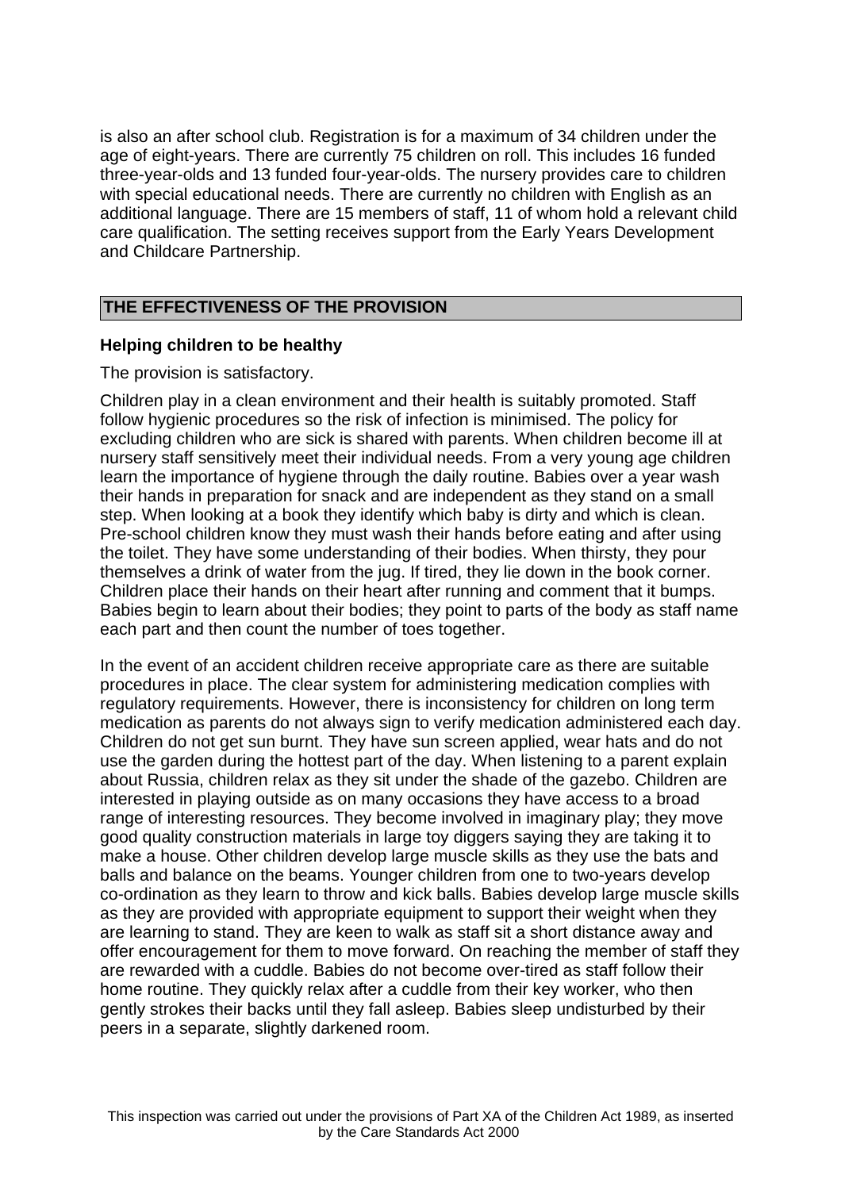is also an after school club. Registration is for a maximum of 34 children under the age of eight-years. There are currently 75 children on roll. This includes 16 funded three-year-olds and 13 funded four-year-olds. The nursery provides care to children with special educational needs. There are currently no children with English as an additional language. There are 15 members of staff, 11 of whom hold a relevant child care qualification. The setting receives support from the Early Years Development and Childcare Partnership.

## THE EFFECTIVENESS OF THE PROVISION

### Helping children to be healthy

The provision is satisfactory.

Children play in a clean environment and their health is suitably promoted. Staff follow hygienic procedures so the risk of infection is minimised. The policy for excluding children who are sick is shared with parents. When children become ill at nursery staff sensitively meet their individual needs. From a very young age children learn the importance of hygiene through the daily routine. Babies over a year wash their hands in preparation for snack and are independent as they stand on a small step. When looking at a book they identify which baby is dirty and which is clean. Pre-school children know they must wash their hands before eating and after using the toilet. They have some understanding of their bodies. When thirsty, they pour themselves a drink of water from the jug. If tired, they lie down in the book corner. Children place their hands on their heart after running and comment that it bumps. Babies begin to learn about their bodies; they point to parts of the body as staff name each part and then count the number of toes together.

In the event of an accident children receive appropriate care as there are suitable procedures in place. The clear system for administering medication complies with regulatory requirements. However, there is inconsistency for children on long term medication as parents do not always sign to verify medication administered each day. Children do not get sun burnt. They have sun screen applied, wear hats and do not use the garden during the hottest part of the day. When listening to a parent explain about Russia, children relax as they sit under the shade of the gazebo. Children are interested in playing outside as on many occasions they have access to a broad range of interesting resources. They become involved in imaginary play; they move good quality construction materials in large toy diggers saying they are taking it to make a house. Other children develop large muscle skills as they use the bats and balls and balance on the beams. Younger children from one to two-years develop co-ordination as they learn to throw and kick balls. Babies develop large muscle skills as they are provided with appropriate equipment to support their weight when they are learning to stand. They are keen to walk as staff sit a short distance away and offer encouragement for them to move forward. On reaching the member of staff they are rewarded with a cuddle. Babies do not become over-tired as staff follow their home routine. They quickly relax after a cuddle from their key worker, who then gently strokes their backs until they fall asleep. Babies sleep undisturbed by their peers in a separate, slightly darkened room.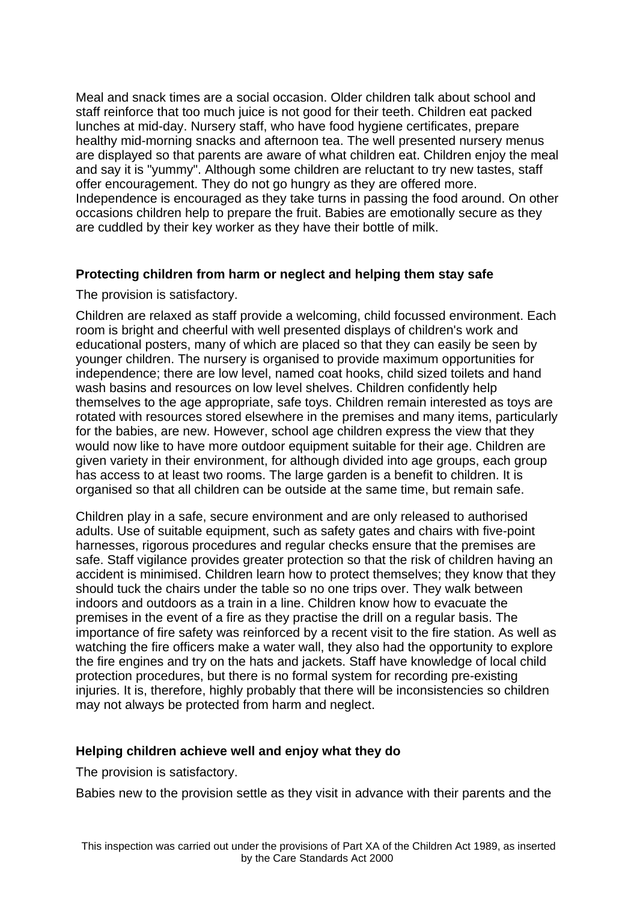Meal and snack times are a social occasion. Older children talk about school and staff reinforce that too much juice is not good for their teeth. Children eat packed lunches at mid-day. Nursery staff, who have food hygiene certificates, prepare healthy mid-morning snacks and afternoon tea. The well presented nursery menus are displayed so that parents are aware of what children eat. Children enjoy the meal and say it is "yummy". Although some children are reluctant to try new tastes, staff offer encouragement. They do not go hungry as they are offered more. Independence is encouraged as they take turns in passing the food around. On other occasions children help to prepare the fruit. Babies are emotionally secure as they are cuddled by their key worker as they have their bottle of milk.

**Protecting children from harm or neglect and helping them stay safe**

The provision is satisfactory.

Children are relaxed as staff provide a welcoming, child focussed environment. Each room is bright and cheerful with well presented displays of children's work and educational posters, many of which are placed so that they can easily be seen by younger children. The nursery is organised to provide maximum opportunities for independence; there are low level, named coat hooks, child sized toilets and hand wash basins and resources on low level shelves. Children confidently help themselves to the age appropriate, safe toys. Children remain interested as toys are rotated with resources stored elsewhere in the premises and many items, particularly for the babies, are new. However, school age children express the view that they would now like to have more outdoor equipment suitable for their age. Children are given variety in their environment, for although divided into age groups, each group has access to at least two rooms. The large garden is a benefit to children. It is organised so that all children can be outside at the same time, but remain safe.

Children play in a safe, secure environment and are only released to authorised adults. Use of suitable equipment, such as safety gates and chairs with five-point harnesses, rigorous procedures and regular checks ensure that the premises are safe. Staff vigilance provides greater protection so that the risk of children having an accident is minimised. Children learn how to protect themselves; they know that they should tuck the chairs under the table so no one trips over. They walk between indoors and outdoors as a train in a line. Children know how to evacuate the premises in the event of a fire as they practise the drill on a regular basis. The importance of fire safety was reinforced by a recent visit to the fire station. As well as watching the fire officers make a water wall, they also had the opportunity to explore the fire engines and try on the hats and jackets. Staff have knowledge of local child protection procedures, but there is no formal system for recording pre-existing injuries. It is, therefore, highly probably that there will be inconsistencies so children may not always be protected from harm and neglect.

**Helping children achieve well and enjoy what they do**

The provision is satisfactory.

Babies new to the provision settle as they visit in advance with their parents and the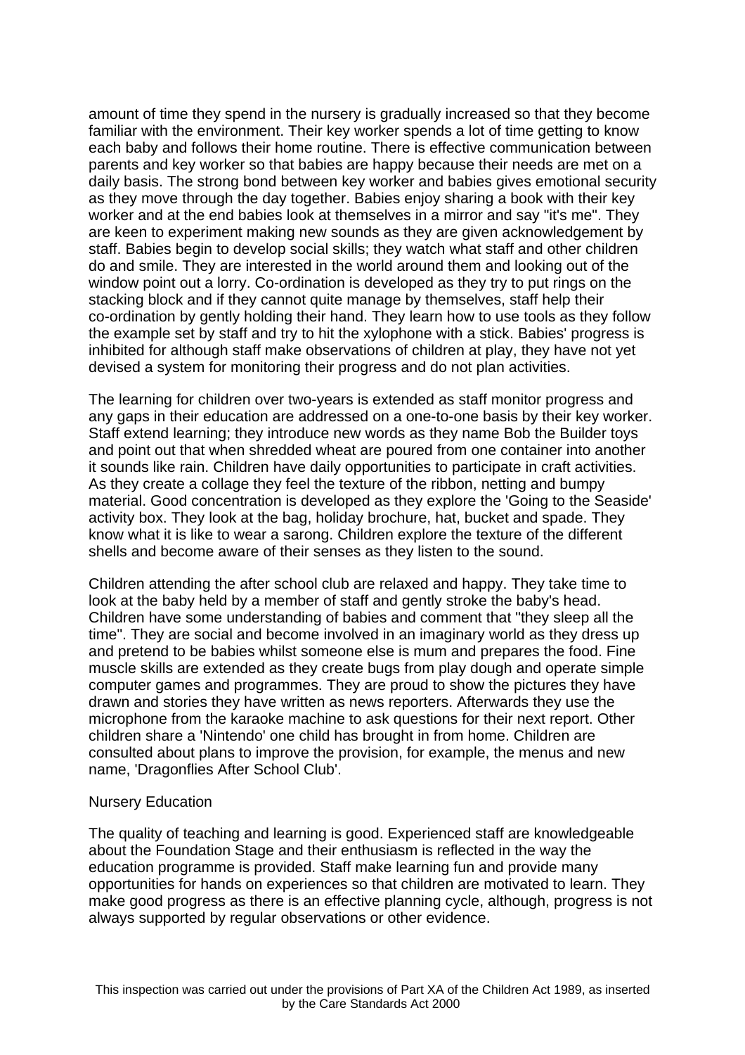amount of time they spend in the nursery is gradually increased so that they become familiar with the environment. Their key worker spends a lot of time getting to know each baby and follows their home routine. There is effective communication between parents and key worker so that babies are happy because their needs are met on a daily basis. The strong bond between key worker and babies gives emotional security as they move through the day together. Babies enjoy sharing a book with their key worker and at the end babies look at themselves in a mirror and say "it's me". They are keen to experiment making new sounds as they are given acknowledgement by staff. Babies begin to develop social skills; they watch what staff and other children do and smile. They are interested in the world around them and looking out of the window point out a lorry. Co-ordination is developed as they try to put rings on the stacking block and if they cannot quite manage by themselves, staff help their co-ordination by gently holding their hand. They learn how to use tools as they follow the example set by staff and try to hit the xylophone with a stick. Babies' progress is inhibited for although staff make observations of children at play, they have not yet devised a system for monitoring their progress and do not plan activities.

The learning for children over two-years is extended as staff monitor progress and any gaps in their education are addressed on a one-to-one basis by their key worker. Staff extend learning; they introduce new words as they name Bob the Builder toys and point out that when shredded wheat are poured from one container into another it sounds like rain. Children have daily opportunities to participate in craft activities. As they create a collage they feel the texture of the ribbon, netting and bumpy material. Good concentration is developed as they explore the 'Going to the Seaside' activity box. They look at the bag, holiday brochure, hat, bucket and spade. They know what it is like to wear a sarong. Children explore the texture of the different shells and become aware of their senses as they listen to the sound.

Children attending the after school club are relaxed and happy. They take time to look at the baby held by a member of staff and gently stroke the baby's head. Children have some understanding of babies and comment that "they sleep all the time". They are social and become involved in an imaginary world as they dress up and pretend to be babies whilst someone else is mum and prepares the food. Fine muscle skills are extended as they create bugs from play dough and operate simple computer games and programmes. They are proud to show the pictures they have drawn and stories they have written as news reporters. Afterwards they use the microphone from the karaoke machine to ask questions for their next report. Other children share a 'Nintendo' one child has brought in from home. Children are consulted about plans to improve the provision, for example, the menus and new name, 'Dragonflies After School Club'.

Nursery Education

The quality of teaching and learning is good. Experienced staff are knowledgeable about the Foundation Stage and their enthusiasm is reflected in the way the education programme is provided. Staff make learning fun and provide many opportunities for hands on experiences so that children are motivated to learn. They make good progress as there is an effective planning cycle, although, progress is not always supported by regular observations or other evidence.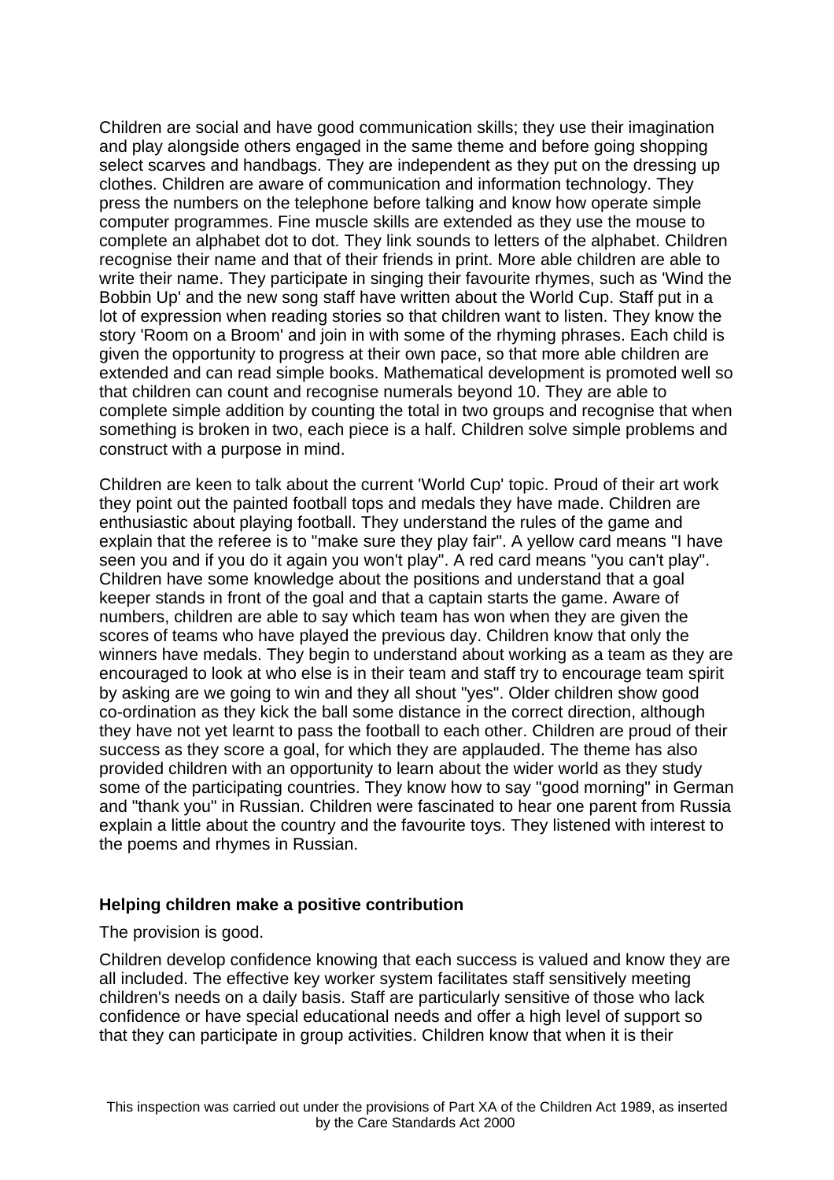Children are social and have good communication skills; they use their imagination and play alongside others engaged in the same theme and before going shopping select scarves and handbags. They are independent as they put on the dressing up clothes. Children are aware of communication and information technology. They press the numbers on the telephone before talking and know how operate simple computer programmes. Fine muscle skills are extended as they use the mouse to complete an alphabet dot to dot. They link sounds to letters of the alphabet. Children recognise their name and that of their friends in print. More able children are able to write their name. They participate in singing their favourite rhymes, such as 'Wind the Bobbin Up' and the new song staff have written about the World Cup. Staff put in a lot of expression when reading stories so that children want to listen. They know the story 'Room on a Broom' and join in with some of the rhyming phrases. Each child is given the opportunity to progress at their own pace, so that more able children are extended and can read simple books. Mathematical development is promoted well so that children can count and recognise numerals beyond 10. They are able to complete simple addition by counting the total in two groups and recognise that when something is broken in two, each piece is a half. Children solve simple problems and construct with a purpose in mind.

Children are keen to talk about the current 'World Cup' topic. Proud of their art work they point out the painted football tops and medals they have made. Children are enthusiastic about playing football. They understand the rules of the game and explain that the referee is to "make sure they play fair". A yellow card means "I have seen you and if you do it again you won't play". A red card means "you can't play". Children have some knowledge about the positions and understand that a goal keeper stands in front of the goal and that a captain starts the game. Aware of numbers, children are able to say which team has won when they are given the scores of teams who have played the previous day. Children know that only the winners have medals. They begin to understand about working as a team as they are encouraged to look at who else is in their team and staff try to encourage team spirit by asking are we going to win and they all shout "yes". Older children show good co-ordination as they kick the ball some distance in the correct direction, although they have not yet learnt to pass the football to each other. Children are proud of their success as they score a goal, for which they are applauded. The theme has also provided children with an opportunity to learn about the wider world as they study some of the participating countries. They know how to say "good morning" in German and "thank you" in Russian. Children were fascinated to hear one parent from Russia explain a little about the country and the favourite toys. They listened with interest to the poems and rhymes in Russian.

**Helping children make a positive contribution**

The provision is good.

Children develop confidence knowing that each success is valued and know they are all included. The effective key worker system facilitates staff sensitively meeting children's needs on a daily basis. Staff are particularly sensitive of those who lack confidence or have special educational needs and offer a high level of support so that they can participate in group activities. Children know that when it is their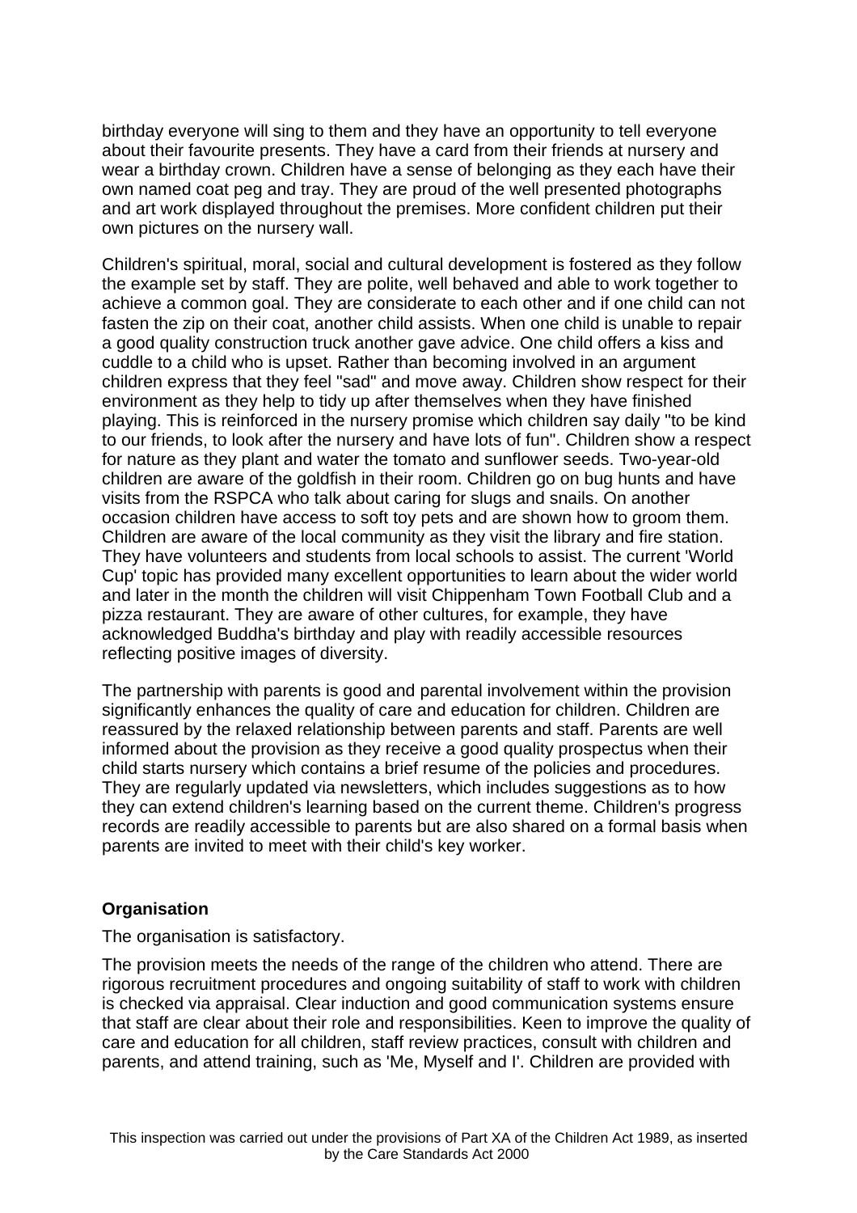birthday everyone will sing to them and they have an opportunity to tell everyone about their favourite presents. They have a card from their friends at nursery and wear a birthday crown. Children have a sense of belonging as they each have their own named coat peg and tray. They are proud of the well presented photographs and art work displayed throughout the premises. More confident children put their own pictures on the nursery wall.

Children's spiritual, moral, social and cultural development is fostered as they follow the example set by staff. They are polite, well behaved and able to work together to achieve a common goal. They are considerate to each other and if one child can not fasten the zip on their coat, another child assists. When one child is unable to repair a good quality construction truck another gave advice. One child offers a kiss and cuddle to a child who is upset. Rather than becoming involved in an argument children express that they feel "sad" and move away. Children show respect for their environment as they help to tidy up after themselves when they have finished playing. This is reinforced in the nursery promise which children say daily "to be kind to our friends, to look after the nursery and have lots of fun". Children show a respect for nature as they plant and water the tomato and sunflower seeds. Two-year-old children are aware of the goldfish in their room. Children go on bug hunts and have visits from the RSPCA who talk about caring for slugs and snails. On another occasion children have access to soft toy pets and are shown how to groom them. Children are aware of the local community as they visit the library and fire station. They have volunteers and students from local schools to assist. The current 'World Cup' topic has provided many excellent opportunities to learn about the wider world and later in the month the children will visit Chippenham Town Football Club and a pizza restaurant. They are aware of other cultures, for example, they have acknowledged Buddha's birthday and play with readily accessible resources reflecting positive images of diversity.

The partnership with parents is good and parental involvement within the provision significantly enhances the quality of care and education for children. Children are reassured by the relaxed relationship between parents and staff. Parents are well informed about the provision as they receive a good quality prospectus when their child starts nursery which contains a brief resume of the policies and procedures. They are regularly updated via newsletters, which includes suggestions as to how they can extend children's learning based on the current theme. Children's progress records are readily accessible to parents but are also shared on a formal basis when parents are invited to meet with their child's key worker.

**Organisation**

The organisation is satisfactory.

The provision meets the needs of the range of the children who attend. There are rigorous recruitment procedures and ongoing suitability of staff to work with children is checked via appraisal. Clear induction and good communication systems ensure that staff are clear about their role and responsibilities. Keen to improve the quality of care and education for all children, staff review practices, consult with children and parents, and attend training, such as 'Me, Myself and I'. Children are provided with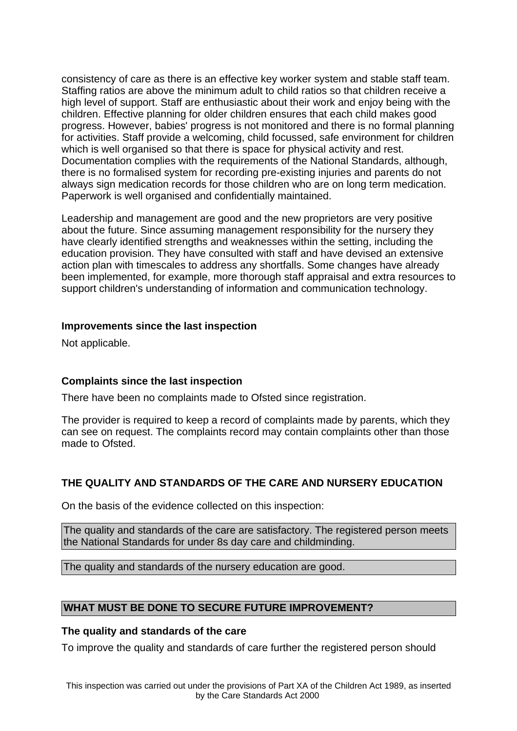consistency of care as there is an effective key worker system and stable staff team. Staffing ratios are above the minimum adult to child ratios so that children receive a high level of support. Staff are enthusiastic about their work and enjoy being with the children. Effective planning for older children ensures that each child makes good progress. However, babies' progress is not monitored and there is no formal planning for activities. Staff provide a welcoming, child focussed, safe environment for children which is well organised so that there is space for physical activity and rest. Documentation complies with the requirements of the National Standards, although, there is no formalised system for recording pre-existing injuries and parents do not always sign medication records for those children who are on long term medication. Paperwork is well organised and confidentially maintained.

Leadership and management are good and the new proprietors are very positive about the future. Since assuming management responsibility for the nursery they have clearly identified strengths and weaknesses within the setting, including the education provision. They have consulted with staff and have devised an extensive action plan with timescales to address any shortfalls. Some changes have already been implemented, for example, more thorough staff appraisal and extra resources to support children's understanding of information and communication technology.

**Improvements since the last inspection**

Not applicable.

**Complaints since the last inspection**

There have been no complaints made to Ofsted since registration.

The provider is required to keep a record of complaints made by parents, which they can see on request. The complaints record may contain complaints other than those made to Ofsted.

**THE QUALITY AND STANDARDS OF THE CARE AND NURSERY EDUCATION**

On the basis of the evidence collected on this inspection:

The quality and standards of the care are satisfactory. The registered person meets the National Standards for under 8s day care and childminding.

The quality and standards of the nursery education are good.

**WHAT MUST BE DONE TO SECURE FUTURE IMPROVEMENT?**

**The quality and standards of the care**

To improve the quality and standards of care further the registered person should

This inspection was carried out under the provisions of Part XA of the Children Act 1989, as inserted by the Care Standards Act 2000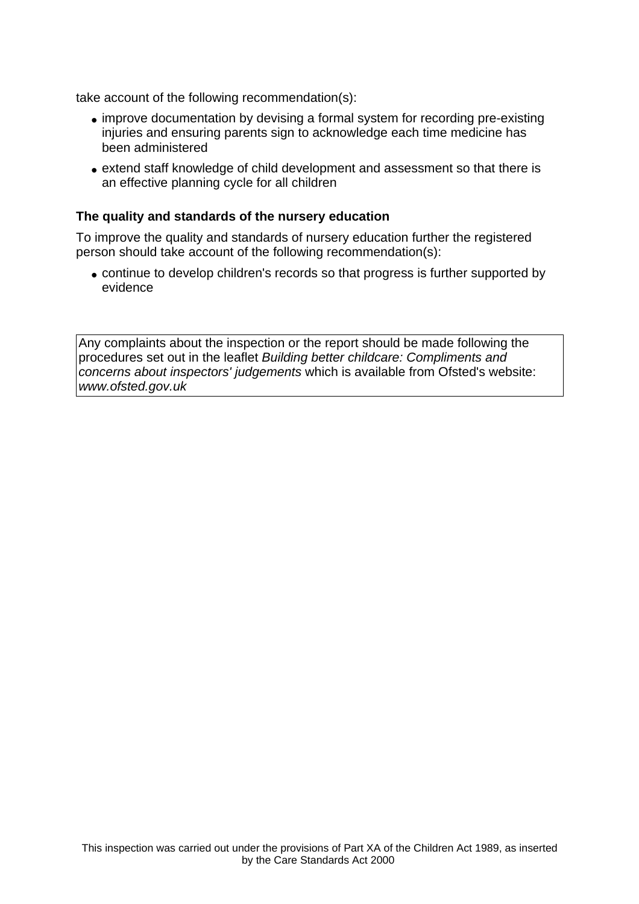take account of the following recommendation(s):

- improve documentation by devising a formal system for recording pre-existing injuries and ensuring parents sign to acknowledge each time medicine has been administered
- extend staff knowledge of child development and assessment so that there is an effective planning cycle for all children

**The quality and standards of the nursery education**

To improve the quality and standards of nursery education further the registered person should take account of the following recommendation(s):

- continue to develop children's records so that progress is further supported by evidence

Any complaints about the inspection or the report should be made following the procedures set out in the leaflet *Building better childcare: Compliments and concerns about inspectors' judgements* which is available from Ofsted's website: *www.ofsted.gov.uk*

This inspection was carried out under the provisions of Part XA of the Children Act 1989, as inserted by the Care Standards Act 2000